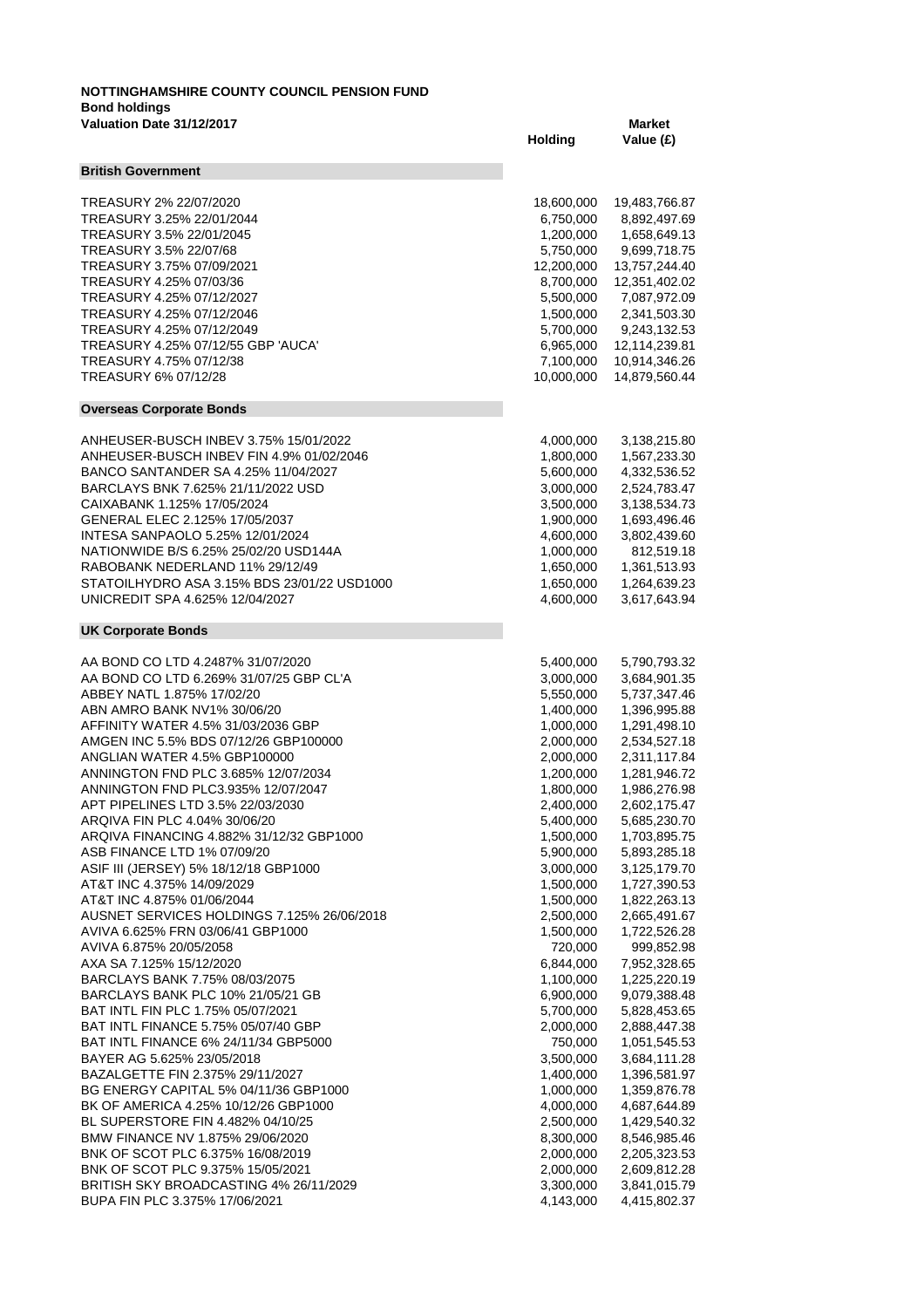**NOTTINGHAMSHIRE COUNTY COUNCIL PENSION FUND**
**Bond holdings**
**Valuation Date 31/12/2017**

| | Holding | Market Value (£) |
|---|---|---|
| **British Government** | | |
| TREASURY 2% 22/07/2020 | 18,600,000 | 19,483,766.87 |
| TREASURY 3.25% 22/01/2044 | 6,750,000 | 8,892,497.69 |
| TREASURY 3.5% 22/01/2045 | 1,200,000 | 1,658,649.13 |
| TREASURY 3.5% 22/07/68 | 5,750,000 | 9,699,718.75 |
| TREASURY 3.75% 07/09/2021 | 12,200,000 | 13,757,244.40 |
| TREASURY 4.25% 07/03/36 | 8,700,000 | 12,351,402.02 |
| TREASURY 4.25% 07/12/2027 | 5,500,000 | 7,087,972.09 |
| TREASURY 4.25% 07/12/2046 | 1,500,000 | 2,341,503.30 |
| TREASURY 4.25% 07/12/2049 | 5,700,000 | 9,243,132.53 |
| TREASURY 4.25% 07/12/55 GBP 'AUCA' | 6,965,000 | 12,114,239.81 |
| TREASURY 4.75% 07/12/38 | 7,100,000 | 10,914,346.26 |
| TREASURY 6% 07/12/28 | 10,000,000 | 14,879,560.44 |
| **Overseas Corporate Bonds** | | |
| ANHEUSER-BUSCH INBEV 3.75% 15/01/2022 | 4,000,000 | 3,138,215.80 |
| ANHEUSER-BUSCH INBEV FIN 4.9% 01/02/2046 | 1,800,000 | 1,567,233.30 |
| BANCO SANTANDER SA 4.25% 11/04/2027 | 5,600,000 | 4,332,536.52 |
| BARCLAYS BNK 7.625% 21/11/2022 USD | 3,000,000 | 2,524,783.47 |
| CAIXABANK 1.125% 17/05/2024 | 3,500,000 | 3,138,534.73 |
| GENERAL ELEC 2.125% 17/05/2037 | 1,900,000 | 1,693,496.46 |
| INTESA SANPAOLO 5.25% 12/01/2024 | 4,600,000 | 3,802,439.60 |
| NATIONWIDE B/S 6.25% 25/02/20 USD144A | 1,000,000 | 812,519.18 |
| RABOBANK NEDERLAND 11% 29/12/49 | 1,650,000 | 1,361,513.93 |
| STATOILHYDRO ASA 3.15% BDS 23/01/22 USD1000 | 1,650,000 | 1,264,639.23 |
| UNICREDIT SPA 4.625% 12/04/2027 | 4,600,000 | 3,617,643.94 |
| **UK Corporate Bonds** | | |
| AA BOND CO LTD 4.2487% 31/07/2020 | 5,400,000 | 5,790,793.32 |
| AA BOND CO LTD 6.269% 31/07/25 GBP CL'A | 3,000,000 | 3,684,901.35 |
| ABBEY NATL 1.875% 17/02/20 | 5,550,000 | 5,737,347.46 |
| ABN AMRO BANK NV1% 30/06/20 | 1,400,000 | 1,396,995.88 |
| AFFINITY WATER 4.5% 31/03/2036 GBP | 1,000,000 | 1,291,498.10 |
| AMGEN INC 5.5% BDS 07/12/26 GBP100000 | 2,000,000 | 2,534,527.18 |
| ANGLIAN WATER 4.5% GBP100000 | 2,000,000 | 2,311,117.84 |
| ANNINGTON FND PLC 3.685% 12/07/2034 | 1,200,000 | 1,281,946.72 |
| ANNINGTON FND PLC3.935% 12/07/2047 | 1,800,000 | 1,986,276.98 |
| APT PIPELINES LTD 3.5% 22/03/2030 | 2,400,000 | 2,602,175.47 |
| ARQIVA FIN PLC 4.04% 30/06/20 | 5,400,000 | 5,685,230.70 |
| ARQIVA FINANCING 4.882% 31/12/32 GBP1000 | 1,500,000 | 1,703,895.75 |
| ASB FINANCE LTD 1% 07/09/20 | 5,900,000 | 5,893,285.18 |
| ASIF III (JERSEY) 5% 18/12/18 GBP1000 | 3,000,000 | 3,125,179.70 |
| AT&T INC 4.375% 14/09/2029 | 1,500,000 | 1,727,390.53 |
| AT&T INC 4.875% 01/06/2044 | 1,500,000 | 1,822,263.13 |
| AUSNET SERVICES HOLDINGS 7.125% 26/06/2018 | 2,500,000 | 2,665,491.67 |
| AVIVA 6.625% FRN 03/06/41 GBP1000 | 1,500,000 | 1,722,526.28 |
| AVIVA 6.875% 20/05/2058 | 720,000 | 999,852.98 |
| AXA SA 7.125% 15/12/2020 | 6,844,000 | 7,952,328.65 |
| BARCLAYS BANK 7.75% 08/03/2075 | 1,100,000 | 1,225,220.19 |
| BARCLAYS BANK PLC 10% 21/05/21 GB | 6,900,000 | 9,079,388.48 |
| BAT INTL FIN PLC 1.75% 05/07/2021 | 5,700,000 | 5,828,453.65 |
| BAT INTL FINANCE 5.75% 05/07/40 GBP | 2,000,000 | 2,888,447.38 |
| BAT INTL FINANCE 6% 24/11/34 GBP5000 | 750,000 | 1,051,545.53 |
| BAYER AG 5.625% 23/05/2018 | 3,500,000 | 3,684,111.28 |
| BAZALGETTE FIN 2.375% 29/11/2027 | 1,400,000 | 1,396,581.97 |
| BG ENERGY CAPITAL 5% 04/11/36 GBP1000 | 1,000,000 | 1,359,876.78 |
| BK OF AMERICA 4.25% 10/12/26 GBP1000 | 4,000,000 | 4,687,644.89 |
| BL SUPERSTORE FIN 4.482% 04/10/25 | 2,500,000 | 1,429,540.32 |
| BMW FINANCE NV 1.875% 29/06/2020 | 8,300,000 | 8,546,985.46 |
| BNK OF SCOT PLC 6.375% 16/08/2019 | 2,000,000 | 2,205,323.53 |
| BNK OF SCOT PLC 9.375% 15/05/2021 | 2,000,000 | 2,609,812.28 |
| BRITISH SKY BROADCASTING 4% 26/11/2029 | 3,300,000 | 3,841,015.79 |
| BUPA FIN PLC 3.375% 17/06/2021 | 4,143,000 | 4,415,802.37 |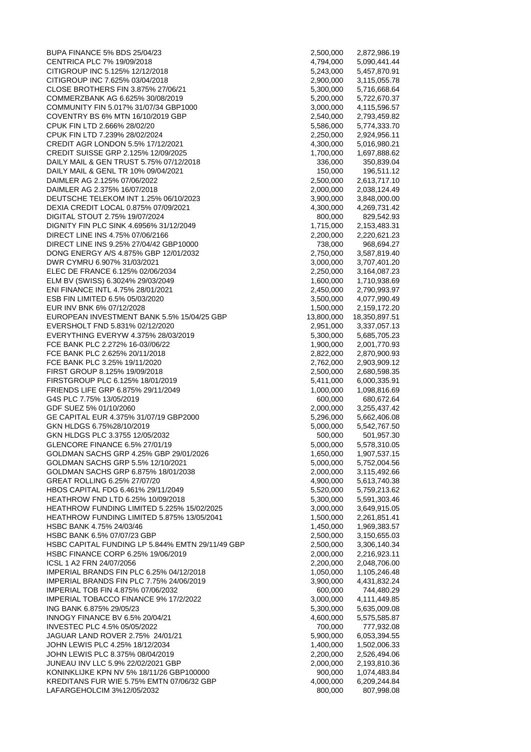| | | |
|---|---|---|
| BUPA FINANCE 5% BDS 25/04/23 | 2,500,000 | 2,872,986.19 |
| CENTRICA PLC 7% 19/09/2018 | 4,794,000 | 5,090,441.44 |
| CITIGROUP INC 5.125% 12/12/2018 | 5,243,000 | 5,457,870.91 |
| CITIGROUP INC 7.625% 03/04/2018 | 2,900,000 | 3,115,055.78 |
| CLOSE BROTHERS FIN 3.875% 27/06/21 | 5,300,000 | 5,716,668.64 |
| COMMERZBANK AG 6.625% 30/08/2019 | 5,200,000 | 5,722,670.37 |
| COMMUNITY FIN 5.017% 31/07/34 GBP1000 | 3,000,000 | 4,115,596.57 |
| COVENTRY BS 6% MTN 16/10/2019 GBP | 2,540,000 | 2,793,459.82 |
| CPUK FIN LTD 2.666% 28/02/20 | 5,586,000 | 5,774,333.70 |
| CPUK FIN LTD 7.239% 28/02/2024 | 2,250,000 | 2,924,956.11 |
| CREDIT AGR LONDON 5.5% 17/12/2021 | 4,300,000 | 5,016,980.21 |
| CREDIT SUISSE GRP 2.125% 12/09/2025 | 1,700,000 | 1,697,888.62 |
| DAILY MAIL & GEN TRUST 5.75% 07/12/2018 | 336,000 | 350,839.04 |
| DAILY MAIL & GENL TR 10% 09/04/2021 | 150,000 | 196,511.12 |
| DAIMLER AG 2.125% 07/06/2022 | 2,500,000 | 2,613,717.10 |
| DAIMLER AG 2.375% 16/07/2018 | 2,000,000 | 2,038,124.49 |
| DEUTSCHE TELEKOM INT 1.25% 06/10/2023 | 3,900,000 | 3,848,000.00 |
| DEXIA CREDIT LOCAL 0.875% 07/09/2021 | 4,300,000 | 4,269,731.42 |
| DIGITAL STOUT 2.75% 19/07/2024 | 800,000 | 829,542.93 |
| DIGNITY FIN PLC SINK 4.6956% 31/12/2049 | 1,715,000 | 2,153,483.31 |
| DIRECT LINE INS 4.75% 07/06/2166 | 2,200,000 | 2,220,621.23 |
| DIRECT LINE INS 9.25% 27/04/42 GBP10000 | 738,000 | 968,694.27 |
| DONG ENERGY A/S 4.875% GBP 12/01/2032 | 2,750,000 | 3,587,819.40 |
| DWR CYMRU 6.907% 31/03/2021 | 3,000,000 | 3,707,401.20 |
| ELEC DE FRANCE 6.125% 02/06/2034 | 2,250,000 | 3,164,087.23 |
| ELM BV (SWISS) 6.3024% 29/03/2049 | 1,600,000 | 1,710,938.69 |
| ENI FINANCE INTL 4.75% 28/01/2021 | 2,450,000 | 2,790,993.97 |
| ESB FIN LIMITED 6.5% 05/03/2020 | 3,500,000 | 4,077,990.49 |
| EUR INV BNK 6% 07/12/2028 | 1,500,000 | 2,159,172.20 |
| EUROPEAN INVESTMENT BANK 5.5% 15/04/25 GBP | 13,800,000 | 18,350,897.51 |
| EVERSHOLT FND 5.831% 02/12/2020 | 2,951,000 | 3,337,057.13 |
| EVERYTHING EVERYW 4.375% 28/03/2019 | 5,300,000 | 5,685,705.23 |
| FCE BANK PLC 2.272% 16-03//06/22 | 1,900,000 | 2,001,770.93 |
| FCE BANK PLC 2.625% 20/11/2018 | 2,822,000 | 2,870,900.93 |
| FCE BANK PLC 3.25% 19/11/2020 | 2,762,000 | 2,903,909.12 |
| FIRST GROUP 8.125% 19/09/2018 | 2,500,000 | 2,680,598.35 |
| FIRSTGROUP PLC 6.125% 18/01/2019 | 5,411,000 | 6,000,335.91 |
| FRIENDS LIFE GRP 6.875% 29/11/2049 | 1,000,000 | 1,098,816.69 |
| G4S PLC 7.75% 13/05/2019 | 600,000 | 680,672.64 |
| GDF SUEZ 5% 01/10/2060 | 2,000,000 | 3,255,437.42 |
| GE CAPITAL EUR 4.375% 31/07/19 GBP2000 | 5,296,000 | 5,662,406.08 |
| GKN HLDGS 6.75%28/10/2019 | 5,000,000 | 5,542,767.50 |
| GKN HLDGS PLC 3.3755 12/05/2032 | 500,000 | 501,957.30 |
| GLENCORE FINANCE 6.5% 27/01/19 | 5,000,000 | 5,578,310.05 |
| GOLDMAN SACHS GRP 4.25% GBP 29/01/2026 | 1,650,000 | 1,907,537.15 |
| GOLDMAN SACHS GRP 5.5% 12/10/2021 | 5,000,000 | 5,752,004.56 |
| GOLDMAN SACHS GRP 6.875% 18/01/2038 | 2,000,000 | 3,115,492.66 |
| GREAT ROLLING 6.25% 27/07/20 | 4,900,000 | 5,613,740.38 |
| HBOS CAPITAL FDG 6.461% 29/11/2049 | 5,520,000 | 5,759,213.62 |
| HEATHROW FND LTD 6.25% 10/09/2018 | 5,300,000 | 5,591,303.46 |
| HEATHROW FUNDING LIMITED 5.225% 15/02/2025 | 3,000,000 | 3,649,915.05 |
| HEATHROW FUNDING LIMITED 5.875% 13/05/2041 | 1,500,000 | 2,261,851.41 |
| HSBC BANK 4.75% 24/03/46 | 1,450,000 | 1,969,383.57 |
| HSBC BANK 6.5% 07/07/23 GBP | 2,500,000 | 3,150,655.03 |
| HSBC CAPITAL FUNDING LP 5.844% EMTN 29/11/49 GBP | 2,500,000 | 3,306,140.34 |
| HSBC FINANCE CORP 6.25% 19/06/2019 | 2,000,000 | 2,216,923.11 |
| ICSL 1 A2 FRN 24/07/2056 | 2,200,000 | 2,048,706.00 |
| IMPERIAL BRANDS FIN PLC 6.25% 04/12/2018 | 1,050,000 | 1,105,246.48 |
| IMPERIAL BRANDS FIN PLC 7.75% 24/06/2019 | 3,900,000 | 4,431,832.24 |
| IMPERIAL TOB FIN 4.875% 07/06/2032 | 600,000 | 744,480.29 |
| IMPERIAL TOBACCO FINANCE 9% 17/2/2022 | 3,000,000 | 4,111,449.85 |
| ING BANK 6.875% 29/05/23 | 5,300,000 | 5,635,009.08 |
| INNOGY FINANCE BV 6.5% 20/04/21 | 4,600,000 | 5,575,585.87 |
| INVESTEC PLC 4.5% 05/05/2022 | 700,000 | 777,932.08 |
| JAGUAR LAND ROVER 2.75% 24/01/21 | 5,900,000 | 6,053,394.55 |
| JOHN LEWIS PLC 4.25% 18/12/2034 | 1,400,000 | 1,502,006.33 |
| JOHN LEWIS PLC 8.375% 08/04/2019 | 2,200,000 | 2,526,494.06 |
| JUNEAU INV LLC 5.9% 22/02/2021 GBP | 2,000,000 | 2,193,810.36 |
| KONINKLIJKE KPN NV 5% 18/11/26 GBP100000 | 900,000 | 1,074,483.84 |
| KREDITANS FUR WIE 5.75% EMTN 07/06/32 GBP | 4,000,000 | 6,209,244.84 |
| LAFARGEHOLCIM 3%12/05/2032 | 800,000 | 807,998.08 |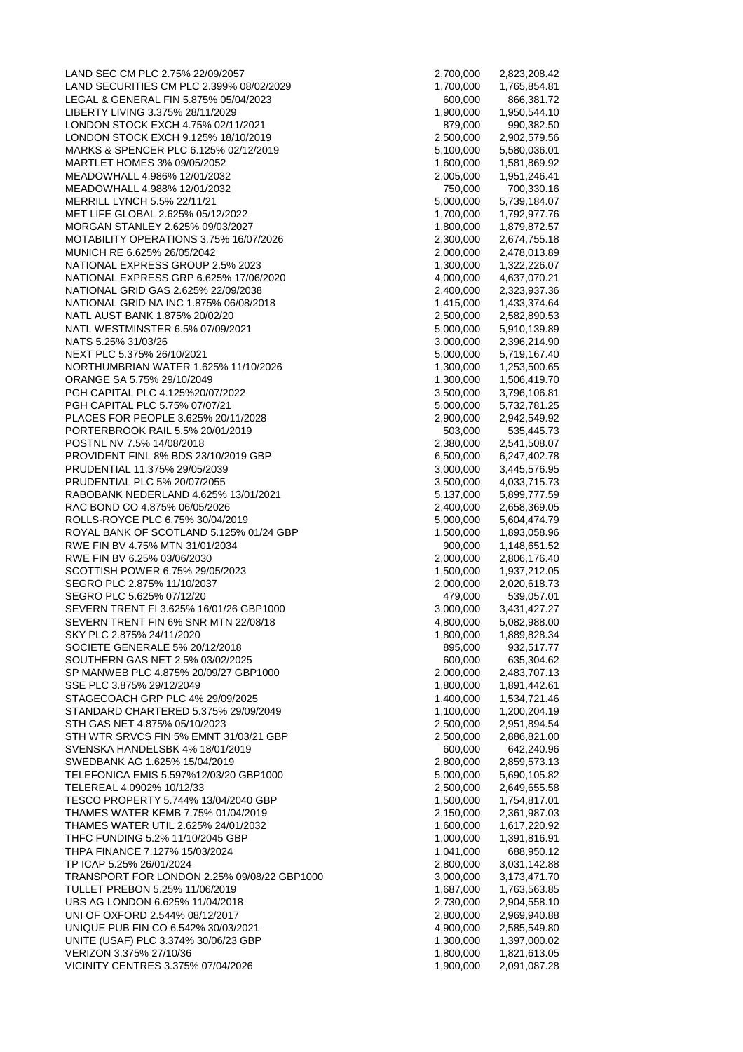| | | |
|---|---|---|
| LAND SEC CM PLC 2.75% 22/09/2057 | 2,700,000 | 2,823,208.42 |
| LAND SECURITIES CM PLC 2.399% 08/02/2029 | 1,700,000 | 1,765,854.81 |
| LEGAL & GENERAL FIN 5.875% 05/04/2023 | 600,000 | 866,381.72 |
| LIBERTY LIVING 3.375% 28/11/2029 | 1,900,000 | 1,950,544.10 |
| LONDON STOCK EXCH 4.75% 02/11/2021 | 879,000 | 990,382.50 |
| LONDON STOCK EXCH 9.125% 18/10/2019 | 2,500,000 | 2,902,579.56 |
| MARKS & SPENCER PLC 6.125% 02/12/2019 | 5,100,000 | 5,580,036.01 |
| MARTLET HOMES 3% 09/05/2052 | 1,600,000 | 1,581,869.92 |
| MEADOWHALL 4.986% 12/01/2032 | 2,005,000 | 1,951,246.41 |
| MEADOWHALL 4.988% 12/01/2032 | 750,000 | 700,330.16 |
| MERRILL LYNCH 5.5% 22/11/21 | 5,000,000 | 5,739,184.07 |
| MET LIFE GLOBAL 2.625% 05/12/2022 | 1,700,000 | 1,792,977.76 |
| MORGAN STANLEY 2.625% 09/03/2027 | 1,800,000 | 1,879,872.57 |
| MOTABILITY OPERATIONS 3.75% 16/07/2026 | 2,300,000 | 2,674,755.18 |
| MUNICH RE 6.625% 26/05/2042 | 2,000,000 | 2,478,013.89 |
| NATIONAL EXPRESS GROUP 2.5% 2023 | 1,300,000 | 1,322,226.07 |
| NATIONAL EXPRESS GRP 6.625% 17/06/2020 | 4,000,000 | 4,637,070.21 |
| NATIONAL GRID GAS 2.625% 22/09/2038 | 2,400,000 | 2,323,937.36 |
| NATIONAL GRID NA INC 1.875% 06/08/2018 | 1,415,000 | 1,433,374.64 |
| NATL AUST BANK 1.875% 20/02/20 | 2,500,000 | 2,582,890.53 |
| NATL WESTMINSTER 6.5% 07/09/2021 | 5,000,000 | 5,910,139.89 |
| NATS 5.25% 31/03/26 | 3,000,000 | 2,396,214.90 |
| NEXT PLC 5.375% 26/10/2021 | 5,000,000 | 5,719,167.40 |
| NORTHUMBRIAN WATER 1.625% 11/10/2026 | 1,300,000 | 1,253,500.65 |
| ORANGE SA 5.75% 29/10/2049 | 1,300,000 | 1,506,419.70 |
| PGH CAPITAL PLC 4.125%20/07/2022 | 3,500,000 | 3,796,106.81 |
| PGH CAPITAL PLC 5.75% 07/07/21 | 5,000,000 | 5,732,781.25 |
| PLACES FOR PEOPLE 3.625% 20/11/2028 | 2,900,000 | 2,942,549.92 |
| PORTERBROOK RAIL 5.5% 20/01/2019 | 503,000 | 535,445.73 |
| POSTNL NV 7.5% 14/08/2018 | 2,380,000 | 2,541,508.07 |
| PROVIDENT FINL 8% BDS 23/10/2019 GBP | 6,500,000 | 6,247,402.78 |
| PRUDENTIAL 11.375% 29/05/2039 | 3,000,000 | 3,445,576.95 |
| PRUDENTIAL PLC 5% 20/07/2055 | 3,500,000 | 4,033,715.73 |
| RABOBANK NEDERLAND 4.625% 13/01/2021 | 5,137,000 | 5,899,777.59 |
| RAC BOND CO 4.875% 06/05/2026 | 2,400,000 | 2,658,369.05 |
| ROLLS-ROYCE PLC 6.75% 30/04/2019 | 5,000,000 | 5,604,474.79 |
| ROYAL BANK OF SCOTLAND 5.125% 01/24 GBP | 1,500,000 | 1,893,058.96 |
| RWE FIN BV 4.75% MTN 31/01/2034 | 900,000 | 1,148,651.52 |
| RWE FIN BV 6.25% 03/06/2030 | 2,000,000 | 2,806,176.40 |
| SCOTTISH POWER 6.75% 29/05/2023 | 1,500,000 | 1,937,212.05 |
| SEGRO PLC 2.875% 11/10/2037 | 2,000,000 | 2,020,618.73 |
| SEGRO PLC 5.625% 07/12/20 | 479,000 | 539,057.01 |
| SEVERN TRENT FI 3.625% 16/01/26 GBP1000 | 3,000,000 | 3,431,427.27 |
| SEVERN TRENT FIN 6% SNR MTN 22/08/18 | 4,800,000 | 5,082,988.00 |
| SKY PLC 2.875% 24/11/2020 | 1,800,000 | 1,889,828.34 |
| SOCIETE GENERALE 5% 20/12/2018 | 895,000 | 932,517.77 |
| SOUTHERN GAS NET 2.5% 03/02/2025 | 600,000 | 635,304.62 |
| SP MANWEB PLC 4.875% 20/09/27 GBP1000 | 2,000,000 | 2,483,707.13 |
| SSE PLC 3.875% 29/12/2049 | 1,800,000 | 1,891,442.61 |
| STAGECOACH GRP PLC 4% 29/09/2025 | 1,400,000 | 1,534,721.46 |
| STANDARD CHARTERED 5.375% 29/09/2049 | 1,100,000 | 1,200,204.19 |
| STH GAS NET 4.875% 05/10/2023 | 2,500,000 | 2,951,894.54 |
| STH WTR SRVCS FIN 5% EMNT 31/03/21 GBP | 2,500,000 | 2,886,821.00 |
| SVENSKA HANDELSBK 4% 18/01/2019 | 600,000 | 642,240.96 |
| SWEDBANK AG 1.625% 15/04/2019 | 2,800,000 | 2,859,573.13 |
| TELEFONICA EMIS 5.597%12/03/20 GBP1000 | 5,000,000 | 5,690,105.82 |
| TELEREAL 4.0902% 10/12/33 | 2,500,000 | 2,649,655.58 |
| TESCO PROPERTY 5.744% 13/04/2040 GBP | 1,500,000 | 1,754,817.01 |
| THAMES WATER KEMB 7.75% 01/04/2019 | 2,150,000 | 2,361,987.03 |
| THAMES WATER UTIL 2.625% 24/01/2032 | 1,600,000 | 1,617,220.92 |
| THFC FUNDING 5.2% 11/10/2045 GBP | 1,000,000 | 1,391,816.91 |
| THPA FINANCE 7.127% 15/03/2024 | 1,041,000 | 688,950.12 |
| TP ICAP 5.25% 26/01/2024 | 2,800,000 | 3,031,142.88 |
| TRANSPORT FOR LONDON 2.25% 09/08/22 GBP1000 | 3,000,000 | 3,173,471.70 |
| TULLET PREBON 5.25% 11/06/2019 | 1,687,000 | 1,763,563.85 |
| UBS AG LONDON 6.625% 11/04/2018 | 2,730,000 | 2,904,558.10 |
| UNI OF OXFORD 2.544% 08/12/2017 | 2,800,000 | 2,969,940.88 |
| UNIQUE PUB FIN CO 6.542% 30/03/2021 | 4,900,000 | 2,585,549.80 |
| UNITE (USAF) PLC 3.374% 30/06/23 GBP | 1,300,000 | 1,397,000.02 |
| VERIZON 3.375% 27/10/36 | 1,800,000 | 1,821,613.05 |
| VICINITY CENTRES 3.375% 07/04/2026 | 1,900,000 | 2,091,087.28 |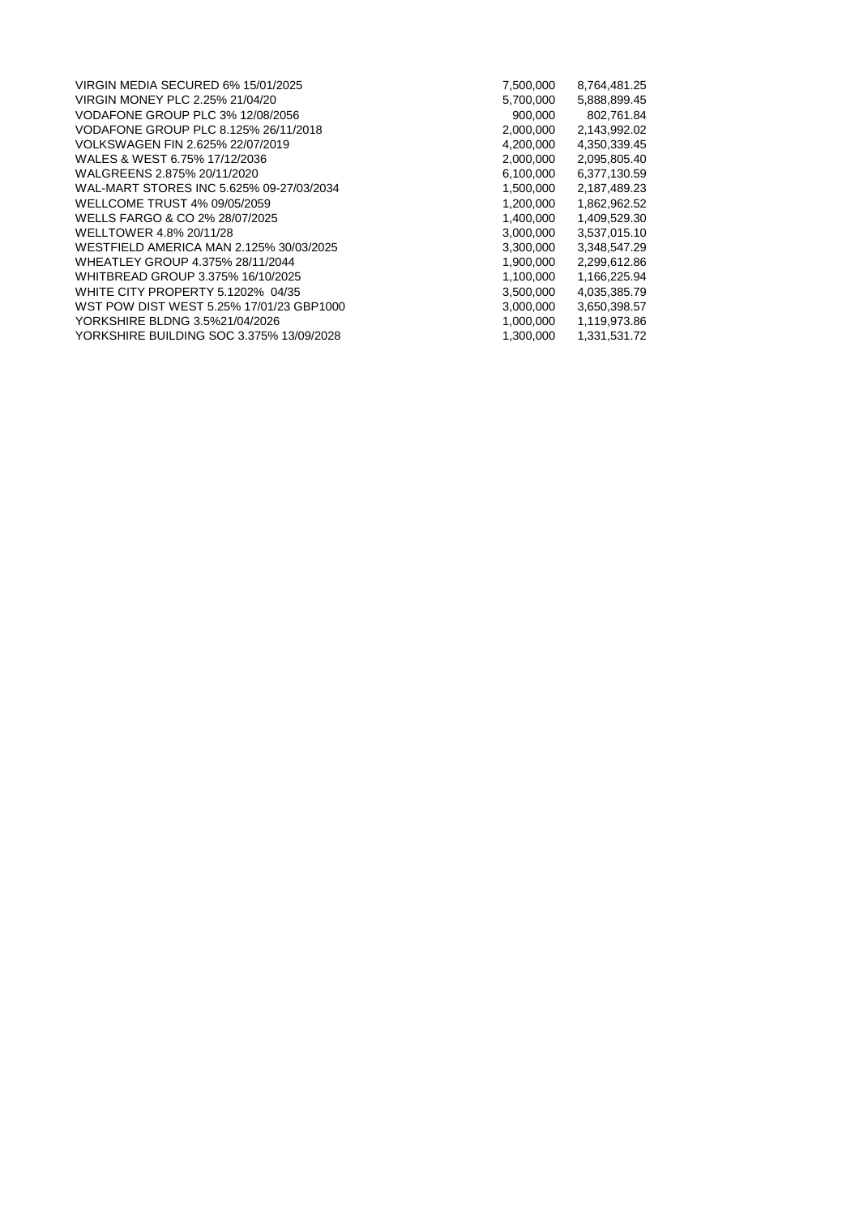| | | |
|---|---|---|
| VIRGIN MEDIA SECURED 6% 15/01/2025 | 7,500,000 | 8,764,481.25 |
| VIRGIN MONEY PLC 2.25% 21/04/20 | 5,700,000 | 5,888,899.45 |
| VODAFONE GROUP PLC 3% 12/08/2056 | 900,000 | 802,761.84 |
| VODAFONE GROUP PLC 8.125% 26/11/2018 | 2,000,000 | 2,143,992.02 |
| VOLKSWAGEN FIN 2.625% 22/07/2019 | 4,200,000 | 4,350,339.45 |
| WALES & WEST 6.75% 17/12/2036 | 2,000,000 | 2,095,805.40 |
| WALGREENS 2.875% 20/11/2020 | 6,100,000 | 6,377,130.59 |
| WAL-MART STORES INC 5.625% 09-27/03/2034 | 1,500,000 | 2,187,489.23 |
| WELLCOME TRUST 4% 09/05/2059 | 1,200,000 | 1,862,962.52 |
| WELLS FARGO & CO 2% 28/07/2025 | 1,400,000 | 1,409,529.30 |
| WELLTOWER 4.8% 20/11/28 | 3,000,000 | 3,537,015.10 |
| WESTFIELD AMERICA MAN 2.125% 30/03/2025 | 3,300,000 | 3,348,547.29 |
| WHEATLEY GROUP 4.375% 28/11/2044 | 1,900,000 | 2,299,612.86 |
| WHITBREAD GROUP 3.375% 16/10/2025 | 1,100,000 | 1,166,225.94 |
| WHITE CITY PROPERTY 5.1202% 04/35 | 3,500,000 | 4,035,385.79 |
| WST POW DIST WEST 5.25% 17/01/23 GBP1000 | 3,000,000 | 3,650,398.57 |
| YORKSHIRE BLDNG 3.5%21/04/2026 | 1,000,000 | 1,119,973.86 |
| YORKSHIRE BUILDING SOC 3.375% 13/09/2028 | 1,300,000 | 1,331,531.72 |